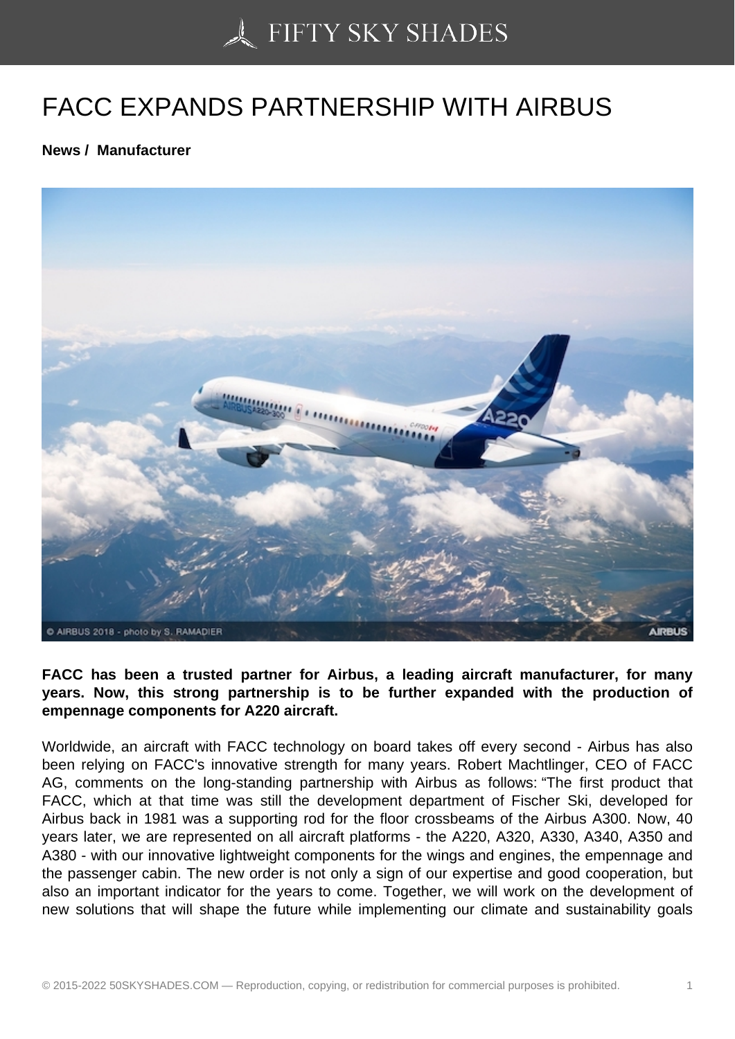# FACC EXPANDS PARTNERSHIP WITH AIRBUS

**News / Manufacturer**

**FACC has been a trusted partner for Airbus, a leading aircraft manufacturer, for many years. Now, this strong partnership is to be further expanded with the production of empennage components for A220 aircraft.**

Worldwide, an aircraft with FACC technology on board takes off every second - Airbus has also been relying on FACC's innovative strength for many years. Robert Machtlinger, CEO of FACC AG, comments on the long-standing partnership with Airbus as follows: "The first product that FACC, which at that time was still the development department of Fischer Ski, developed for Airbus back in 1981 was a supporting rod for the floor crossbeams of the Airbus A300. Now, 40 years later, we are represented on all aircraft platforms - the A220, A320, A330, A340, A350 and A380 - with our innovative lightweight components for the wings and engines, the empennage and the passenger cabin. The new order is not only a sign of our expertise and good cooperation, but also an important indicator for the years to come. Together, we will work on the development of new solutions that will shape the future while implementing our climate and sustainability goals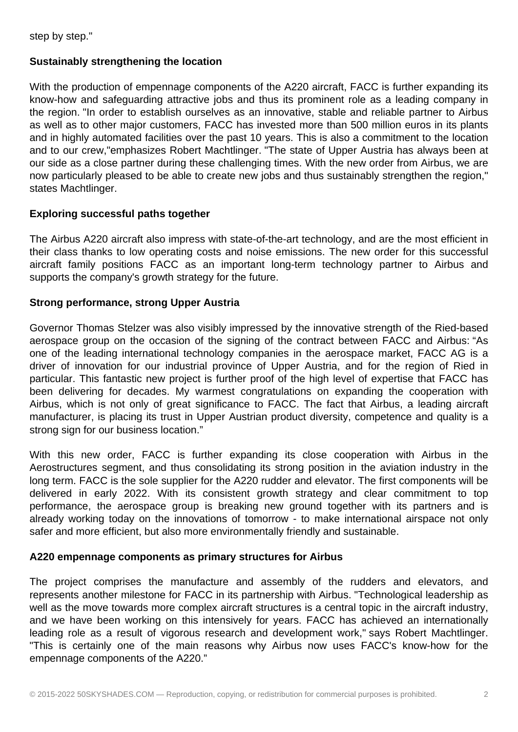step by step."

**Sustainably strengthening the location**

With the production of empennage components of the A220 aircraft, FACC is further expanding its know-how and safeguarding attractive jobs and thus its prominent role as a leading company in the region. "In order to establish ourselves as an innovative, stable and reliable partner to Airbus as well as to other major customers, FACC has invested more than 500 million euros in its plants and in highly automated facilities over the past 10 years. This is also a commitment to the location and to our crew,"emphasizes Robert Machtlinger. "The state of Upper Austria has always been at our side as a close partner during these challenging times. With the new order from Airbus, we are now particularly pleased to be able to create new jobs and thus sustainably strengthen the region," states Machtlinger.

**Exploring successful paths together**

The Airbus A220 aircraft also impress with state-of-the-art technology, and are the most efficient in their class thanks to low operating costs and noise emissions. The new order for this successful aircraft family positions FACC as an important long-term technology partner to Airbus and supports the company's growth strategy for the future.

**Strong performance, strong Upper Austria**

Governor Thomas Stelzer was also visibly impressed by the innovative strength of the Ried-based aerospace group on the occasion of the signing of the contract between FACC and Airbus: “As one of the leading international technology companies in the aerospace market, FACC AG is a driver of innovation for our industrial province of Upper Austria, and for the region of Ried in particular. This fantastic new project is further proof of the high level of expertise that FACC has been delivering for decades. My warmest congratulations on expanding the cooperation with Airbus, which is not only of great significance to FACC. The fact that Airbus, a leading aircraft manufacturer, is placing its trust in Upper Austrian product diversity, competence and quality is a strong sign for our business location.”

With this new order, FACC is further expanding its close cooperation with Airbus in the Aerostructures segment, and thus consolidating its strong position in the aviation industry in the long term. FACC is the sole supplier for the A220 rudder and elevator. The first components will be delivered in early 2022. With its consistent growth strategy and clear commitment to top performance, the aerospace group is breaking new ground together with its partners and is already working today on the innovations of tomorrow - to make international airspace not only safer and more efficient, but also more environmentally friendly and sustainable.

**A220 empennage components as primary structures for Airbus**

The project comprises the manufacture and assembly of the rudders and elevators, and represents another milestone for FACC in its partnership with Airbus. "Technological leadership as well as the move towards more complex aircraft structures is a central topic in the aircraft industry, and we have been working on this intensively for years. FACC has achieved an internationally leading role as a result of vigorous research and development work," says Robert Machtlinger. "This is certainly one of the main reasons why Airbus now uses FACC's know-how for the empennage components of the A220.”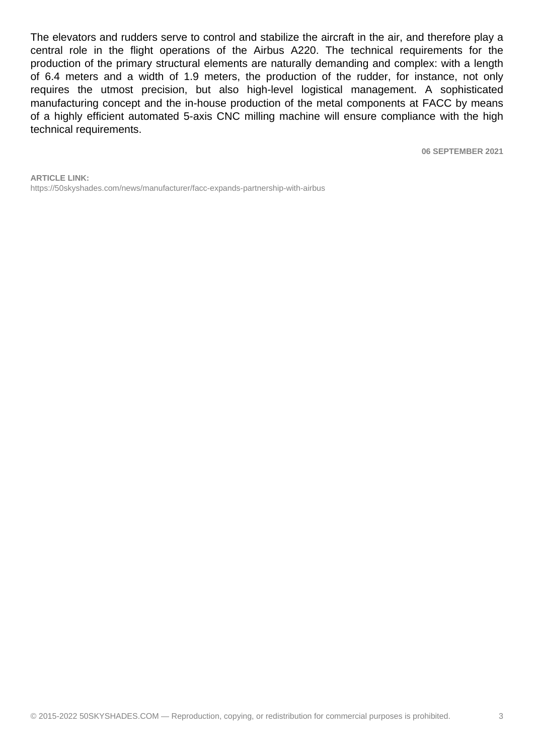The elevators and rudders serve to control and stabilize the aircraft in the air, and therefore play a central role in the flight operations of the Airbus A220. The technical requirements for the production of the primary structural elements are naturally demanding and complex: with a length of 6.4 meters and a width of 1.9 meters, the production of the rudder, for instance, not only requires the utmost precision, but also high-level logistical management. A sophisticated manufacturing concept and the in-house production of the metal components at FACC by means of a highly efficient automated 5-axis CNC milling machine will ensure compliance with the high technical requirements.

**06 SEPTEMBER 2021**

**ARTICLE LINK:**
https://50skyshades.com/news/manufacturer/facc-expands-partnership-with-airbus